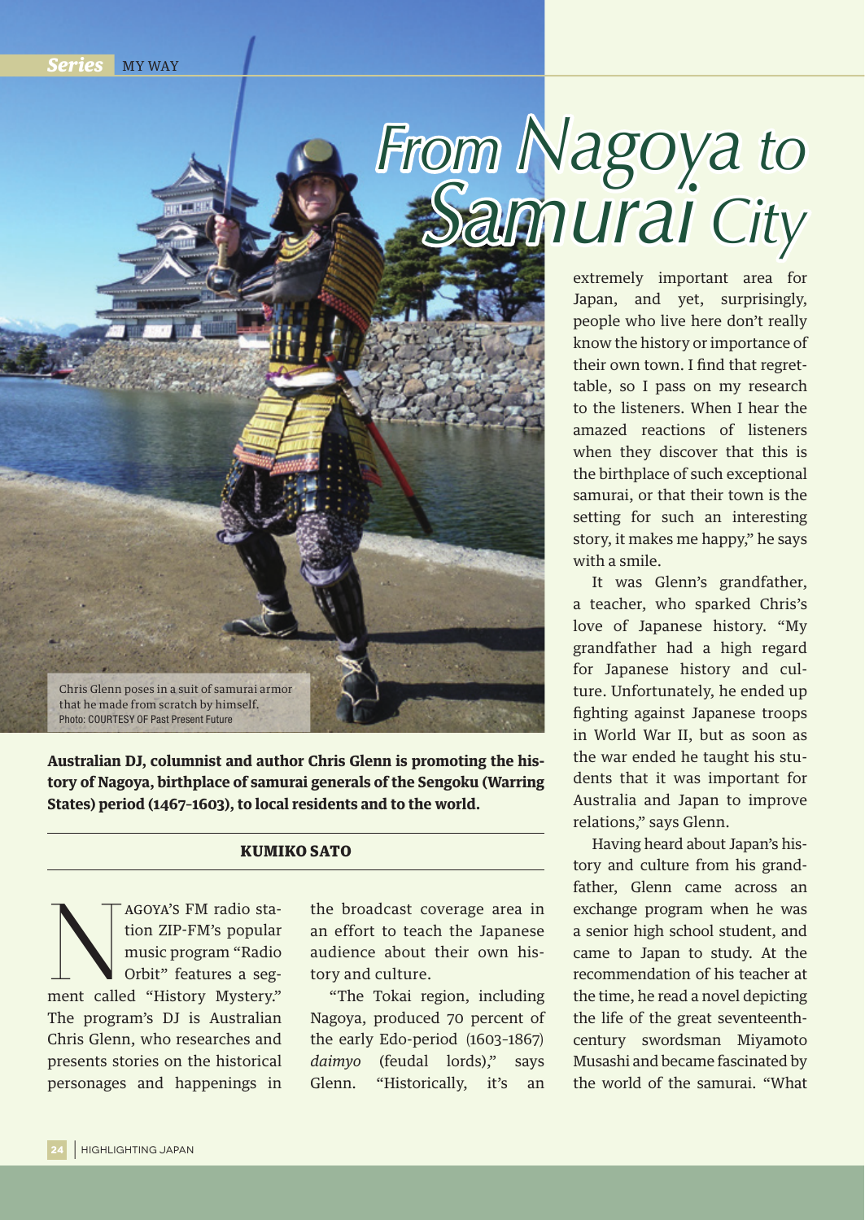# From Nagoya to Samurai City

Chris Glenn poses in a suit of samurai armor that he made from scratch by himself.
Photo: COURTESY OF Past Present Future

**Australian DJ, columnist and author Chris Glenn is promoting the history of Nagoya, birthplace of samurai generals of the Sengoku (Warring States) period (1467-1603), to local residents and to the world.**

**KUMIKO SATO**

Nagoya's FM radio station ZIP-FM's popular music program "Radio Orbit" features a segment called "History Mystery." The program's DJ is Australian Chris Glenn, who researches and presents stories on the historical personages and happenings in the broadcast coverage area in an effort to teach the Japanese audience about their own history and culture.

"The Tokai region, including Nagoya, produced 70 percent of the early Edo-period (1603-1867) *daimyo* (feudal lords)," says Glenn. "Historically, it's an extremely important area for Japan, and yet, surprisingly, people who live here don't really know the history or importance of their own town. I find that regrettable, so I pass on my research to the listeners. When I hear the amazed reactions of listeners when they discover that this is the birthplace of such exceptional samurai, or that their town is the setting for such an interesting story, it makes me happy," he says with a smile.

It was Glenn's grandfather, a teacher, who sparked Chris's love of Japanese history. "My grandfather had a high regard for Japanese history and culture. Unfortunately, he ended up fighting against Japanese troops in World War II, but as soon as the war ended he taught his students that it was important for Australia and Japan to improve relations," says Glenn.

Having heard about Japan's history and culture from his grandfather, Glenn came across an exchange program when he was a senior high school student, and came to Japan to study. At the recommendation of his teacher at the time, he read a novel depicting the life of the great seventeenth-century swordsman Miyamoto Musashi and became fascinated by the world of the samurai. "What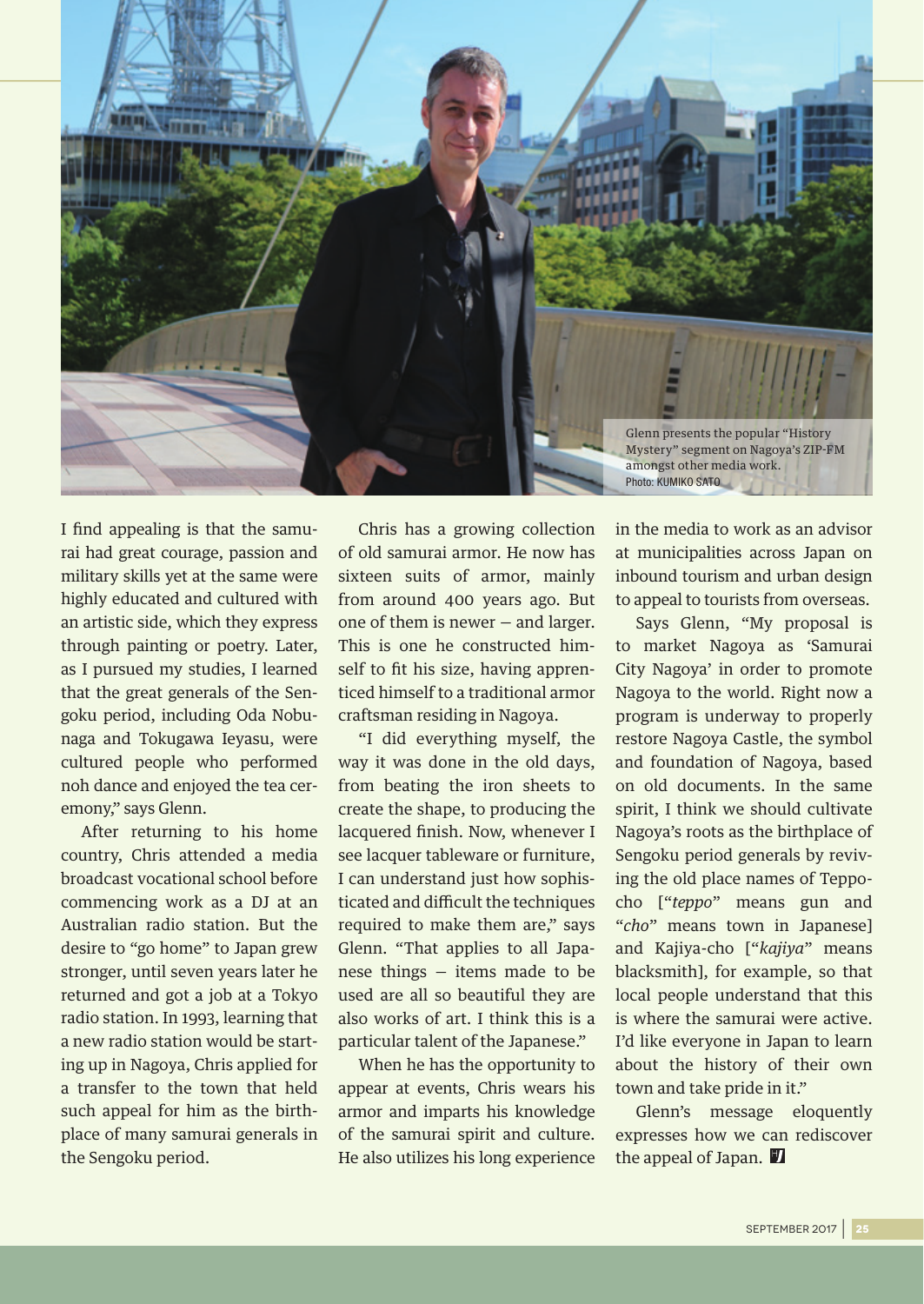Glenn presents the popular "History Mystery" segment on Nagoya's ZIP-FM amongst other media work.
Photo: KUMIKO SATO

I find appealing is that the samurai had great courage, passion and military skills yet at the same were highly educated and cultured with an artistic side, which they express through painting or poetry. Later, as I pursued my studies, I learned that the great generals of the Sengoku period, including Oda Nobunaga and Tokugawa Ieyasu, were cultured people who performed noh dance and enjoyed the tea ceremony," says Glenn.

After returning to his home country, Chris attended a media broadcast vocational school before commencing work as a DJ at an Australian radio station. But the desire to "go home" to Japan grew stronger, until seven years later he returned and got a job at a Tokyo radio station. In 1993, learning that a new radio station would be starting up in Nagoya, Chris applied for a transfer to the town that held such appeal for him as the birthplace of many samurai generals in the Sengoku period.

Chris has a growing collection of old samurai armor. He now has sixteen suits of armor, mainly from around 400 years ago. But one of them is newer – and larger. This is one he constructed himself to fit his size, having apprenticed himself to a traditional armor craftsman residing in Nagoya.

"I did everything myself, the way it was done in the old days, from beating the iron sheets to create the shape, to producing the lacquered finish. Now, whenever I see lacquer tableware or furniture, I can understand just how sophisticated and difficult the techniques required to make them are," says Glenn. "That applies to all Japanese things – items made to be used are all so beautiful they are also works of art. I think this is a particular talent of the Japanese."

When he has the opportunity to appear at events, Chris wears his armor and imparts his knowledge of the samurai spirit and culture. He also utilizes his long experience in the media to work as an advisor at municipalities across Japan on inbound tourism and urban design to appeal to tourists from overseas.

Says Glenn, "My proposal is to market Nagoya as 'Samurai City Nagoya' in order to promote Nagoya to the world. Right now a program is underway to properly restore Nagoya Castle, the symbol and foundation of Nagoya, based on old documents. In the same spirit, I think we should cultivate Nagoya's roots as the birthplace of Sengoku period generals by reviving the old place names of Teppo-cho ["*teppo*" means gun and "*cho*" means town in Japanese] and Kajiya-cho ["*kajiya*" means blacksmith], for example, so that local people understand that this is where the samurai were active. I'd like everyone in Japan to learn about the history of their own town and take pride in it."

Glenn's message eloquently expresses how we can rediscover the appeal of Japan.